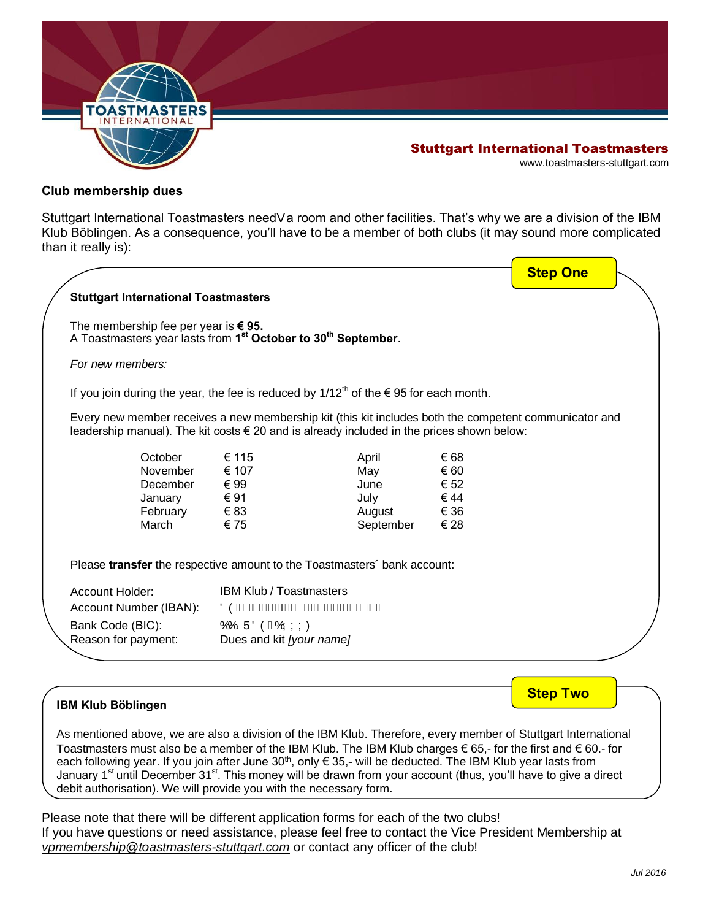**Stuttgart International Toastmasters**
www.toastmasters-stuttgart.com

## Club membership dues

Stuttgart International Toastmasters needVa room and other facilities. That's why we are a division of the IBM Klub Böblingen. As a consequence, you'll have to be a member of both clubs (it may sound more complicated than it really is):

**Step One**

### Stuttgart International Toastmasters

The membership fee per year is **€ 95.**
A Toastmasters year lasts from **1st October to 30th September**.

*For new members:*

If you join during the year, the fee is reduced by 1/12th of the € 95 for each month.

Every new member receives a new membership kit (this kit includes both the competent communicator and leadership manual). The kit costs € 20 and is already included in the prices shown below:

| Month | Fee | Month | Fee |
|---|---|---|---|
| October | € 115 | April | € 68 |
| November | € 107 | May | € 60 |
| December | € 99 | June | € 52 |
| January | € 91 | July | € 44 |
| February | € 83 | August | € 36 |
| March | € 75 | September | € 28 |

Please **transfer** the respective amount to the Toastmasters´ bank account:

| | |
|---|---|
| Account Holder: | IBM Klub / Toastmasters |
| Account Number (IBAN): | ' ( |
| Bank Code (BIC): | %% 5 ' ( %; ; ) |
| Reason for payment: | Dues and kit *[your name]* |

**Step Two**

### IBM Klub Böblingen

As mentioned above, we are also a division of the IBM Klub. Therefore, every member of Stuttgart International Toastmasters must also be a member of the IBM Klub. The IBM Klub charges € 65,- for the first and € 60.- for each following year. If you join after June 30th, only € 35,- will be deducted. The IBM Klub year lasts from January 1st until December 31st. This money will be drawn from your account (thus, you'll have to give a direct debit authorisation). We will provide you with the necessary form.

Please note that there will be different application forms for each of the two clubs!
If you have questions or need assistance, please feel free to contact the Vice President Membership at *vpmembership@toastmasters-stuttgart.com* or contact any officer of the club!

*Jul 2016*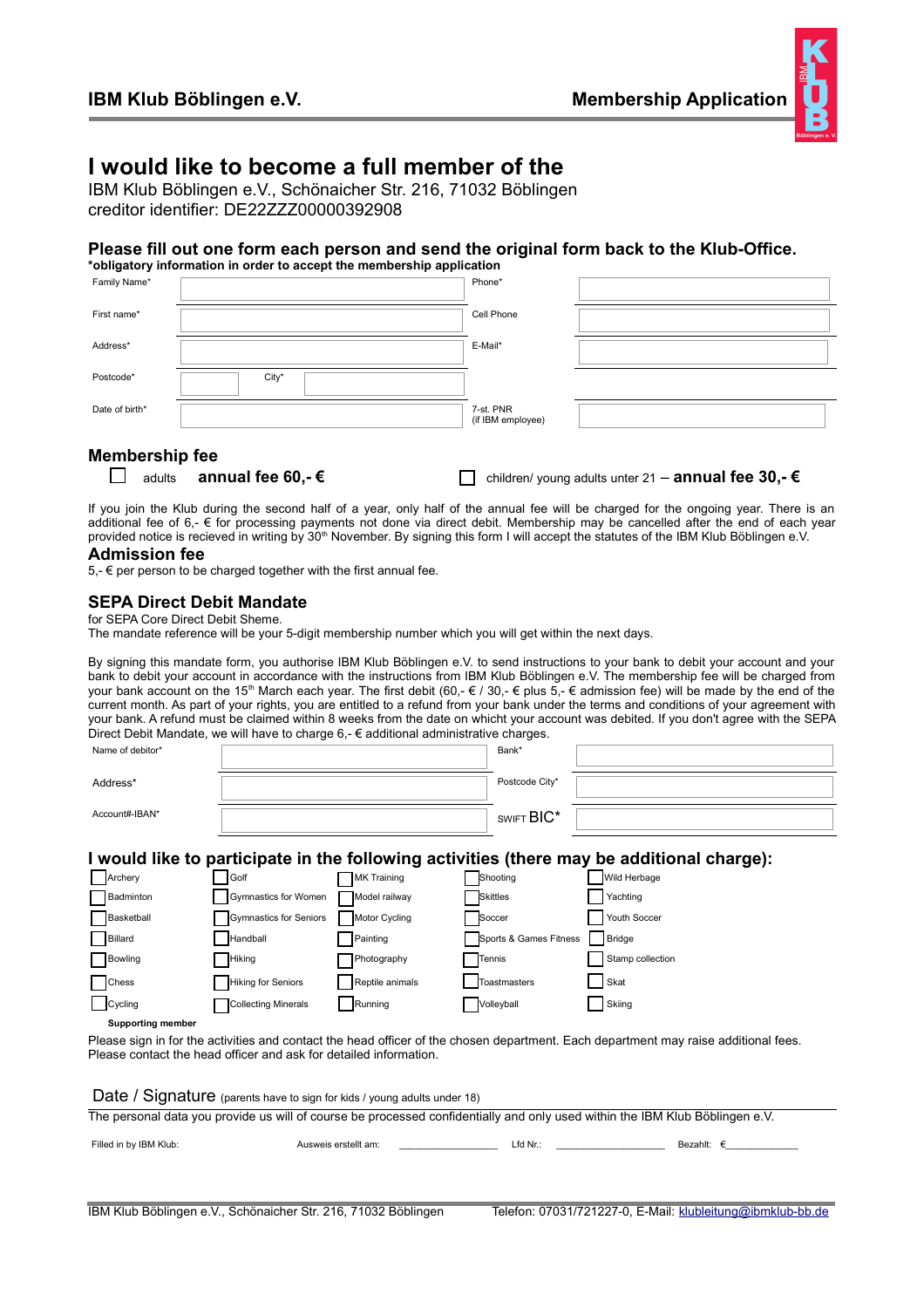**IBM Klub Böblingen e.V.** **Membership Application**

# I would like to become a full member of the

IBM Klub Böblingen e.V., Schönaicher Str. 216, 71032 Böblingen
creditor identifier: DE22ZZZ00000392908

## Please fill out one form each person and send the original form back to the Klub-Office.

**\*obligatory information in order to accept the membership application**

| | | | |
|---|---|---|---|
| Family Name* | | Phone* | |
| First name* | | Cell Phone | |
| Address* | | E-Mail* | |
| Postcode* | City* | | |
| Date of birth* | | 7-st. PNR (if IBM employee) | |

## Membership fee

☐ adults **annual fee 60,- €** ☐ children/ young adults unter 21 – **annual fee 30,- €**

If you join the Klub during the second half of a year, only half of the annual fee will be charged for the ongoing year. There is an additional fee of 6,- € for processing payments not done via direct debit. Membership may be cancelled after the end of each year provided notice is recieved in writing by 30th November. By signing this form I will accept the statutes of the IBM Klub Böblingen e.V.

## Admission fee

5,- € per person to be charged together with the first annual fee.

## SEPA Direct Debit Mandate

for SEPA Core Direct Debit Sheme.
The mandate reference will be your 5-digit membership number which you will get within the next days.

By signing this mandate form, you authorise IBM Klub Böblingen e.V. to send instructions to your bank to debit your account and your bank to debit your account in accordance with the instructions from IBM Klub Böblingen e.V. The membership fee will be charged from your bank account on the 15th March each year. The first debit (60,- € / 30,- € plus 5,- € admission fee) will be made by the end of the current month. As part of your rights, you are entitled to a refund from your bank under the terms and conditions of your agreement with your bank. A refund must be claimed within 8 weeks from the date on whicht your account was debited. If you don't agree with the SEPA Direct Debit Mandate, we will have to charge 6,- € additional administrative charges.

| | | | |
|---|---|---|---|
| Name of debitor* | | Bank* | |
| Address* | | Postcode City* | |
| Account#-IBAN* | | SWIFT BIC* | |

## I would like to participate in the following activities (there may be additional charge):

| | | | | |
|---|---|---|---|---|
| ☐ Archery | ☐ Golf | ☐ MK Training | ☐ Shooting | ☐ Wild Herbage |
| ☐ Badminton | ☐ Gymnastics for Women | ☐ Model railway | ☐ Skittles | ☐ Yachting |
| ☐ Basketball | ☐ Gymnastics for Seniors | ☐ Motor Cycling | ☐ Soccer | ☐ Youth Soccer |
| ☐ Billard | ☐ Handball | ☐ Painting | ☐ Sports & Games Fitness | ☐ Bridge |
| ☐ Bowling | ☐ Hiking | ☐ Photography | ☐ Tennis | ☐ Stamp collection |
| ☐ Chess | ☐ Hiking for Seniors | ☐ Reptile animals | ☐ Toastmasters | ☐ Skat |
| ☐ Cycling | ☐ Collecting Minerals | ☐ Running | ☐ Volleyball | ☐ Skiing |

**Supporting member**

Please sign in for the activities and contact the head officer of the chosen department. Each department may raise additional fees. Please contact the head officer and ask for detailed information.

Date / Signature (parents have to sign for kids / young adults under 18)

The personal data you provide us will of course be processed confidentially and only used within the IBM Klub Böblingen e.V.

Filled in by IBM Klub: Ausweis erstellt am: ________________ Lfd Nr.: __________________ Bezahlt: €____________

IBM Klub Böblingen e.V., Schönaicher Str. 216, 71032 Böblingen Telefon: 07031/721227-0, E-Mail: klubleitung@ibmklub-bb.de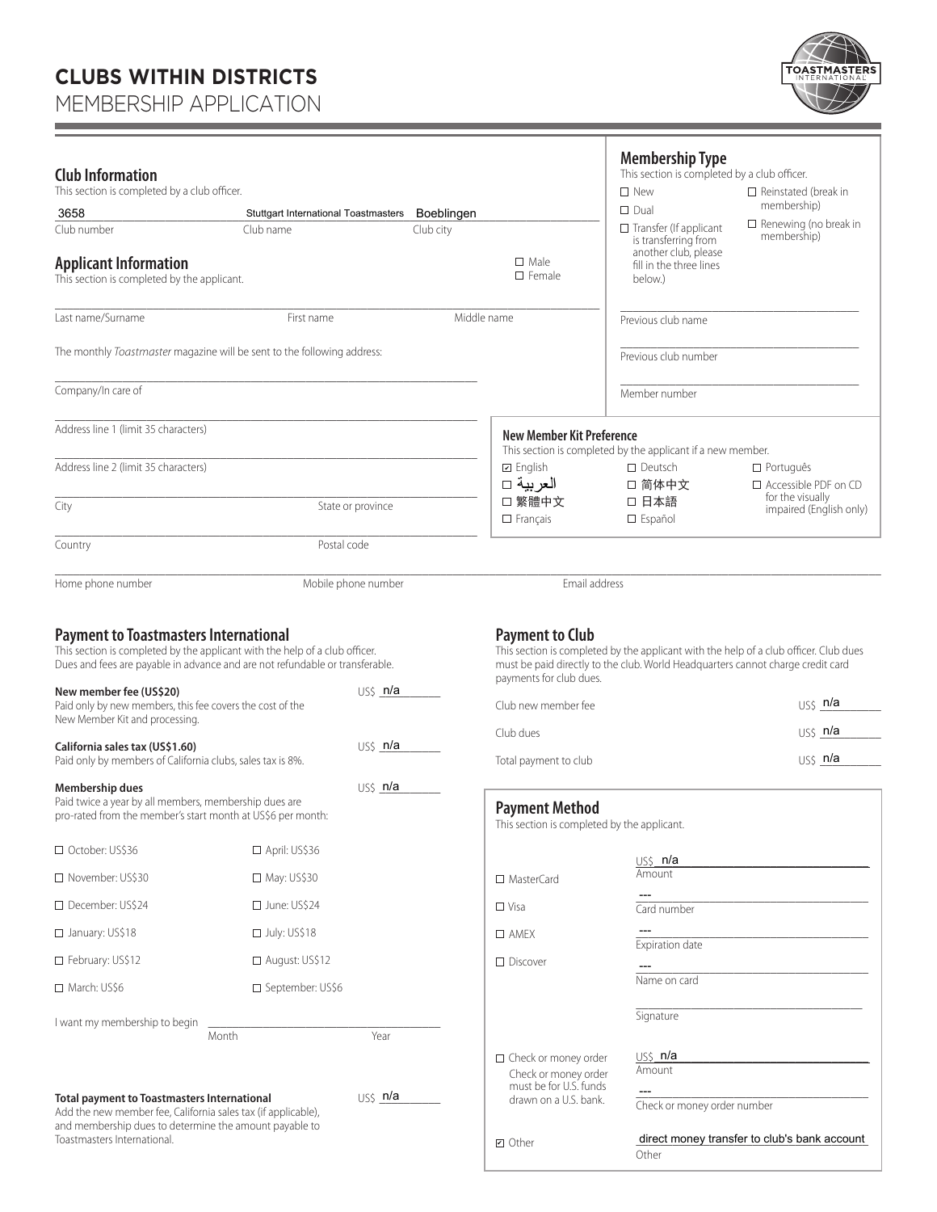# CLUBS WITHIN DISTRICTS
MEMBERSHIP APPLICATION

## Club Information

This section is completed by a club officer.

| 3658 | Stuttgart International Toastmasters | Boeblingen |
|---|---|---|
| Club number | Club name | Club city |

## Membership Type

This section is completed by a club officer.

- ☐ New
- ☐ Dual
- ☐ Transfer (If applicant is transferring from another club, please fill in the three lines below.)
- ☐ Reinstated (break in membership)
- ☐ Renewing (no break in membership)

Previous club name: ____________

Previous club number: ____________

Member number: ____________

## Applicant Information

This section is completed by the applicant.

☐ Male
☐ Female

Last name/Surname: ____________ First name: ____________ Middle name: ____________

The monthly *Toastmaster* magazine will be sent to the following address:

Company/In care of: ____________

Address line 1 (limit 35 characters): ____________

Address line 2 (limit 35 characters): ____________

City: ____________ State or province: ____________

Country: ____________ Postal code: ____________

Home phone number: ____________ Mobile phone number: ____________ Email address: ____________

## New Member Kit Preference

This section is completed by the applicant if a new member.

- ☑ English
- ☐ العربية
- ☐ 繁體中文
- ☐ Français
- ☐ Deutsch
- ☐ 简体中文
- ☐ 日本語
- ☐ Español
- ☐ Português
- ☐ Accessible PDF on CD for the visually impaired (English only)

## Payment to Toastmasters International

This section is completed by the applicant with the help of a club officer. Dues and fees are payable in advance and are not refundable or transferable.

**New member fee (US$20)** US$ n/a
Paid only by new members, this fee covers the cost of the New Member Kit and processing.

**California sales tax (US$1.60)** US$ n/a
Paid only by members of California clubs, sales tax is 8%.

**Membership dues** US$ n/a
Paid twice a year by all members, membership dues are pro-rated from the member's start month at US$6 per month:

| | |
|---|---|
| ☐ October: US$36 | ☐ April: US$36 |
| ☐ November: US$30 | ☐ May: US$30 |
| ☐ December: US$24 | ☐ June: US$24 |
| ☐ January: US$18 | ☐ July: US$18 |
| ☐ February: US$12 | ☐ August: US$12 |
| ☐ March: US$6 | ☐ September: US$6 |

I want my membership to begin ____________ Month ____________ Year

**Total payment to Toastmasters International** US$ n/a
Add the new member fee, California sales tax (if applicable), and membership dues to determine the amount payable to Toastmasters International.

## Payment to Club

This section is completed by the applicant with the help of a club officer. Club dues must be paid directly to the club. World Headquarters cannot charge credit card payments for club dues.

Club new member fee: US$ n/a

Club dues: US$ n/a

Total payment to club: US$ n/a

## Payment Method

This section is completed by the applicant.

- ☐ MasterCard
- ☐ Visa
- ☐ AMEX
- ☐ Discover

US$ n/a
Amount

---
Card number

---
Expiration date

---
Name on card

____________
Signature

☐ Check or money order
Check or money order must be for U.S. funds drawn on a U.S. bank.

US$ n/a
Amount

---
Check or money order number

☑ Other

direct money transfer to club's bank account
Other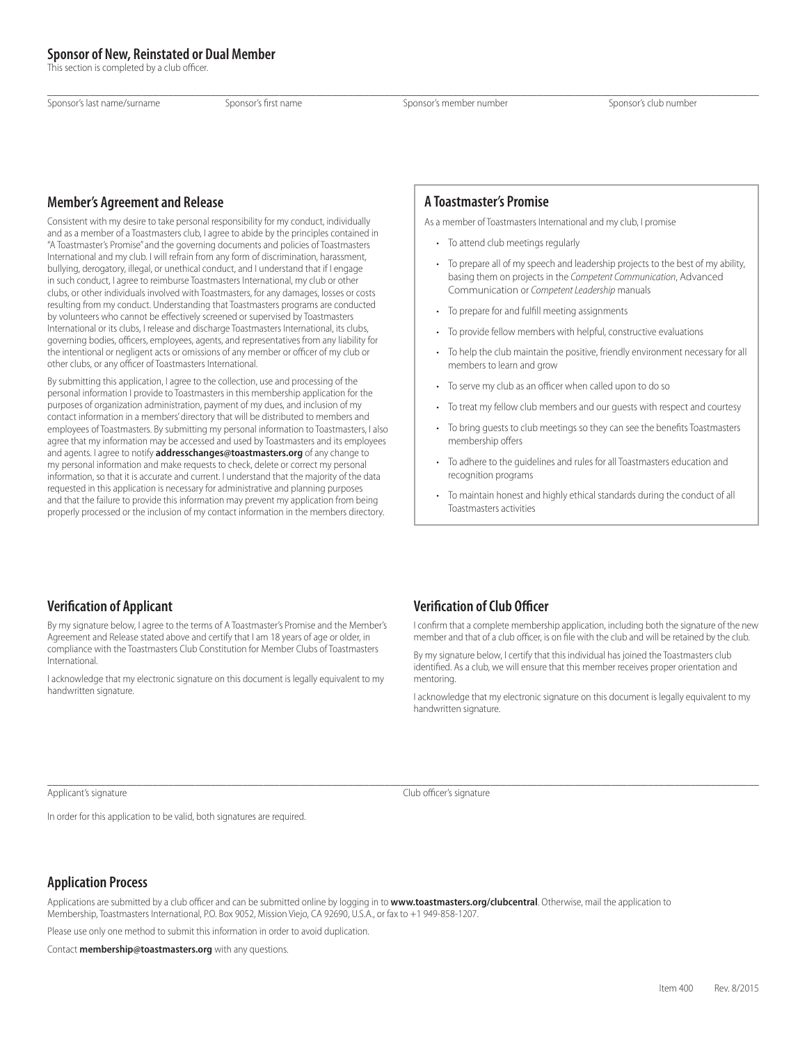## Sponsor of New, Reinstated or Dual Member

This section is completed by a club officer.

| Sponsor's last name/surname | Sponsor's first name | Sponsor's member number | Sponsor's club number |
| --- | --- | --- | --- |
| | | | |

## Member's Agreement and Release

Consistent with my desire to take personal responsibility for my conduct, individually and as a member of a Toastmasters club, I agree to abide by the principles contained in "A Toastmaster's Promise" and the governing documents and policies of Toastmasters International and my club. I will refrain from any form of discrimination, harassment, bullying, derogatory, illegal, or unethical conduct, and I understand that if I engage in such conduct, I agree to reimburse Toastmasters International, my club or other clubs, or other individuals involved with Toastmasters, for any damages, losses or costs resulting from my conduct. Understanding that Toastmasters programs are conducted by volunteers who cannot be effectively screened or supervised by Toastmasters International or its clubs, I release and discharge Toastmasters International, its clubs, governing bodies, officers, employees, agents, and representatives from any liability for the intentional or negligent acts or omissions of any member or officer of my club or other clubs, or any officer of Toastmasters International.

By submitting this application, I agree to the collection, use and processing of the personal information I provide to Toastmasters in this membership application for the purposes of organization administration, payment of my dues, and inclusion of my contact information in a members' directory that will be distributed to members and employees of Toastmasters. By submitting my personal information to Toastmasters, I also agree that my information may be accessed and used by Toastmasters and its employees and agents. I agree to notify **addresschanges@toastmasters.org** of any change to my personal information and make requests to check, delete or correct my personal information, so that it is accurate and current. I understand that the majority of the data requested in this application is necessary for administrative and planning purposes and that the failure to provide this information may prevent my application from being properly processed or the inclusion of my contact information in the members directory.

## A Toastmaster's Promise

As a member of Toastmasters International and my club, I promise

- To attend club meetings regularly
- To prepare all of my speech and leadership projects to the best of my ability, basing them on projects in the *Competent Communication*, Advanced Communication or *Competent Leadership* manuals
- To prepare for and fulfill meeting assignments
- To provide fellow members with helpful, constructive evaluations
- To help the club maintain the positive, friendly environment necessary for all members to learn and grow
- To serve my club as an officer when called upon to do so
- To treat my fellow club members and our guests with respect and courtesy
- To bring guests to club meetings so they can see the benefits Toastmasters membership offers
- To adhere to the guidelines and rules for all Toastmasters education and recognition programs
- To maintain honest and highly ethical standards during the conduct of all Toastmasters activities

## Verification of Applicant

By my signature below, I agree to the terms of A Toastmaster's Promise and the Member's Agreement and Release stated above and certify that I am 18 years of age or older, in compliance with the Toastmasters Club Constitution for Member Clubs of Toastmasters International.

I acknowledge that my electronic signature on this document is legally equivalent to my handwritten signature.

## Verification of Club Officer

I confirm that a complete membership application, including both the signature of the new member and that of a club officer, is on file with the club and will be retained by the club.

By my signature below, I certify that this individual has joined the Toastmasters club identified. As a club, we will ensure that this member receives proper orientation and mentoring.

I acknowledge that my electronic signature on this document is legally equivalent to my handwritten signature.

| Applicant's signature | Club officer's signature |
| --- | --- |
| | |

In order for this application to be valid, both signatures are required.

## Application Process

Applications are submitted by a club officer and can be submitted online by logging in to **www.toastmasters.org/clubcentral**. Otherwise, mail the application to Membership, Toastmasters International, P.O. Box 9052, Mission Viejo, CA 92690, U.S.A., or fax to +1 949-858-1207.

Please use only one method to submit this information in order to avoid duplication.

Contact **membership@toastmasters.org** with any questions.

Item 400 Rev. 8/2015